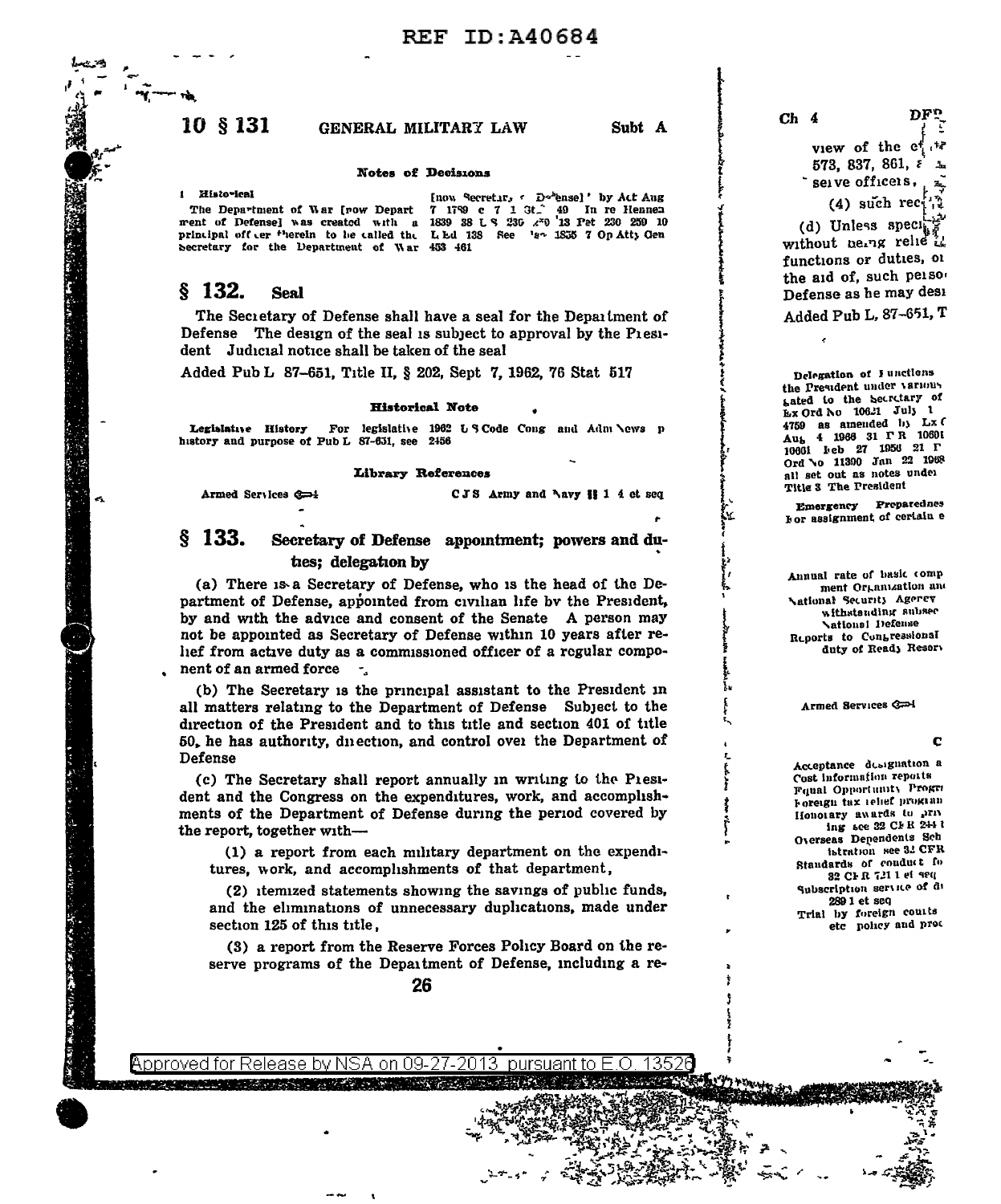# 10 § 131 GENERAL MILITARY LAW Subt A

### Notes of Decisions

1 Historical

The Department of War [now Department of Defense] was created with a principal officer therein to be called the Secretary for the Department of War [now Secretary of Defense] by Act Aug 7 1789 c 7 1 Stat 49 In re Hennen 1839 38 U S 230 13 Pet 230 259 10 L Ed 138 See also 1835 7 Op Atty Gen 453 461

## § 132. Seal

The Secretary of Defense shall have a seal for the Department of Defense The design of the seal is subject to approval by the President Judicial notice shall be taken of the seal

Added Pub L 87-651, Title II, § 202, Sept 7, 1962, 76 Stat 517

### Historical Note

Legislative History For legislative history and purpose of Pub L 87-651, see 1962 U S Code Cong and Adm News p 2456

### Library References

Armed Services ⟹4

C J S Army and Navy §§ 1 4 et seq

## § 133. Secretary of Defense appointment; powers and duties; delegation by

(a) There is a Secretary of Defense, who is the head of the Department of Defense, appointed from civilian life by the President, by and with the advice and consent of the Senate A person may not be appointed as Secretary of Defense within 10 years after relief from active duty as a commissioned officer of a regular component of an armed force

(b) The Secretary is the principal assistant to the President in all matters relating to the Department of Defense Subject to the direction of the President and to this title and section 401 of title 50, he has authority, direction, and control over the Department of Defense

(c) The Secretary shall report annually in writing to the President and the Congress on the expenditures, work, and accomplishments of the Department of Defense during the period covered by the report, together with—

(1) a report from each military department on the expenditures, work, and accomplishments of that department,

(2) itemized statements showing the savings of public funds, and the eliminations of unnecessary duplications, made under section 125 of this title,

(3) a report from the Reserve Forces Policy Board on the reserve programs of the Department of Defense, including a re-

Ch 4 DEF

view of the e[...] 573, 837, 861, [...] serve officers, [...]

(4) such rec[...]

(d) Unless speci[...] without being relie[...] functions or duties, or the aid of, such perso[...] Defense as he may desi[...]

Added Pub L 87-651, T[...]

Delegation of Functions the President under various [...]ated to the Secretary of Ex Ord No 10621 July 1 4759 as amended by Ex O Aug 4 1966 31 F R 10601 10601 Feb 27 1956 21 F Ord No 11390 Jan 22 1968 all set out as notes under Title 3 The President

Emergency Preparednes For assignment of certain e

Annual rate of basic comp ment Organization an National Security Agency withstanding subsec National Defense Reports to Congressional duty of Ready Reserv

Armed Services ⟹4

C

Acceptance designation a Cost information reports Equal Opportunity Progr Foreign tax relief progran Honorary awards to pri ing see 32 CFR 244 1 Overseas Dependents Sch istration see 32 CFR Standards of conduct fo 32 CFR 721 1 et seq Subscription service of di 289 1 et seq Trial by foreign courts etc policy and proc

Approved for Release by NSA on 09-27-2013 pursuant to E.O. 13526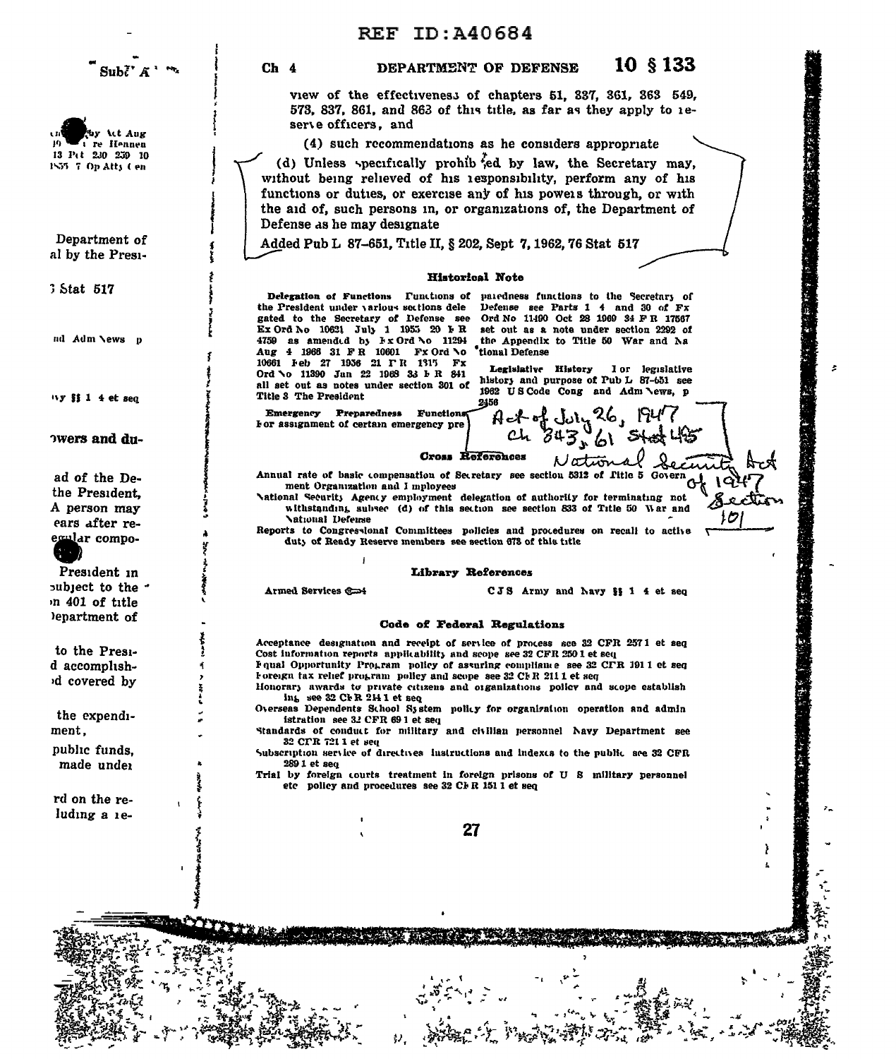REF ID:A40684

## Ch 4 DEPARTMENT OF DEFENSE 10 § 133

view of the effectiveness of chapters 51, 337, 361, 363 549, 573, 837, 861, and 863 of this title, as far as they apply to reserve officers, and

(4) such recommendations as he considers appropriate

(d) Unless specifically prohibited by law, the Secretary may, without being relieved of his responsibility, perform any of his functions or duties, or exercise any of his powers through, or with the aid of, such persons in, or organizations of, the Department of Defense as he may designate

Added Pub L 87-651, Title II, § 202, Sept 7, 1962, 76 Stat 517

### Historical Note

**Delegation of Functions** Functions of the President under various sections delegated to the Secretary of Defense see Ex Ord No 10621 July 1 1955 20 F R 4759 as amended by Ex Ord No 11294 Aug 4 1966 31 F R 10601 Ex Ord No 10661 Feb 27 1956 21 F R 1315 Ex Ord No 11390 Jan 22 1968 33 F R 841 all set out as notes under section 301 of Title 3 The President

**Emergency Preparedness Functions** For assignment of certain emergency preparedness functions to the Secretary of Defense see Parts 1 4 and 30 of Ex Ord No 11490 Oct 28 1969 34 F R 17567 set out as a note under section 2292 of the Appendix to Title 50 War and National Defense

**Legislative History** For legislative history and purpose of Pub L 87-651 see 1962 U S Code Cong and Adm News, p 2456

Act of July 26, 1947
Ch 343, 61 Stat 495
National Security Act of 1947
Section 101

### Cross References

Annual rate of basic compensation of Secretary see section 5312 of Title 5 Government Organization and Employees

National Security Agency employment delegation of authority for terminating notwithstanding subsec (d) of this section see section 833 of Title 50 War and National Defense

Reports to Congressional Committees policies and procedures on recall to active duty of Ready Reserve members see section 673 of this title

### Library References

Armed Services ⚿4 — C J S Army and Navy §§ 1 4 et seq

### Code of Federal Regulations

Acceptance designation and receipt of service of process see 32 CFR 257 1 et seq
Cost information reports applicability and scope see 32 CFR 250 1 et seq
Equal Opportunity Program policy of assuring compliance see 32 CFR 191 1 et seq
Foreign tax relief program policy and scope see 32 CFR 211 1 et seq
Honorary awards to private citizens and organizations policy and scope establishing see 32 CFR 241 1 et seq
Overseas Dependents School System policy for organization operation and administration see 32 CFR 69 1 et seq
Standards of conduct for military and civilian personnel Navy Department see 32 CFR 721 1 et seq
Subscription service of directives instructions and indexes to the public see 32 CFR 289 1 et seq
Trial by foreign courts treatment in foreign prisons of U S military personnel etc policy and procedures see 32 CFR 151 1 et seq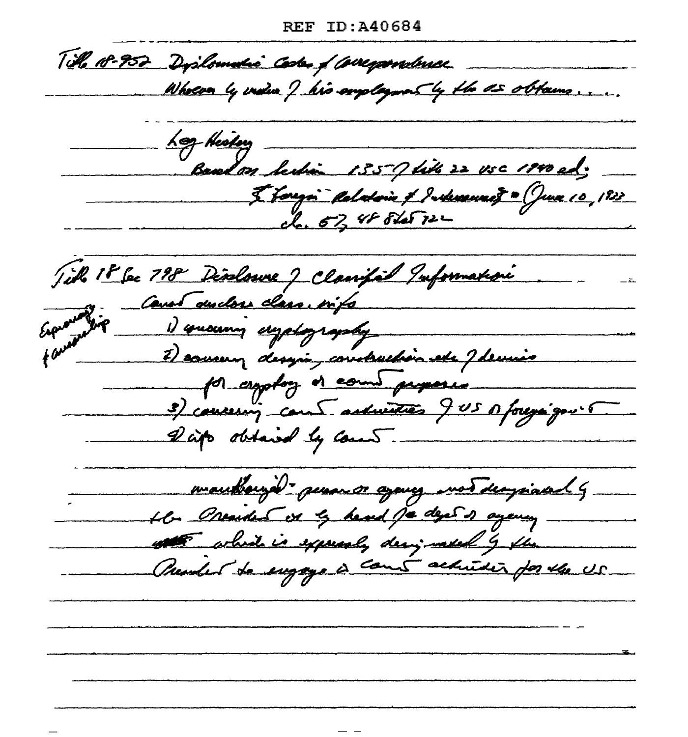Title 18-952 Diplomatic Codes & Correspondence
Whoever by virtue of his employment by the US obtains . . .

Leg History
Based on section 135 of title 22 USC 1940 ed.;
(Foreign Relations & Intercourse) (June 10, 1933
ch. 57, 48 Stat 122

Title 18 Sec 798 Disclosure of Classified Information
Cannot disclose class. info
Espionage & censorship
1) concerning cryptography
2) concerning design, construction etc of devices
for cryptog or comint purposes
3) concerning comint activities of US or foreign govt
4) info obtained by comint

unauthorized - person or agency not designated by
the President or by head of dept or agency
which is expressly designated by the
President to engage in comint activities for the US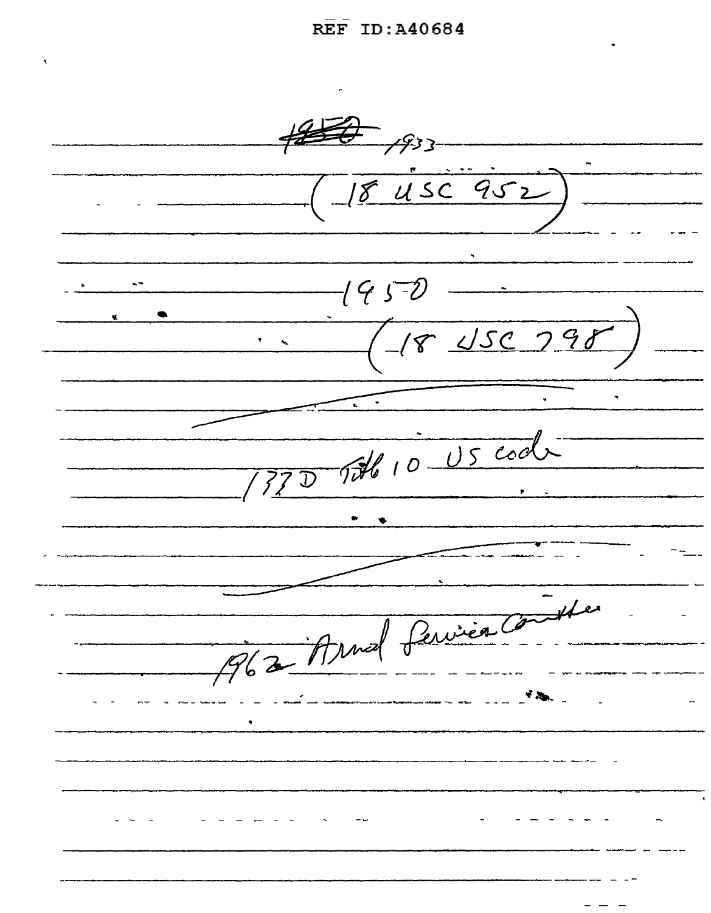REF ID:A40684

~~1950~~ 1933

(18 USC 952)

1950

(18 USC 798)

133D Title 10 US code

1962 Armed Services Committee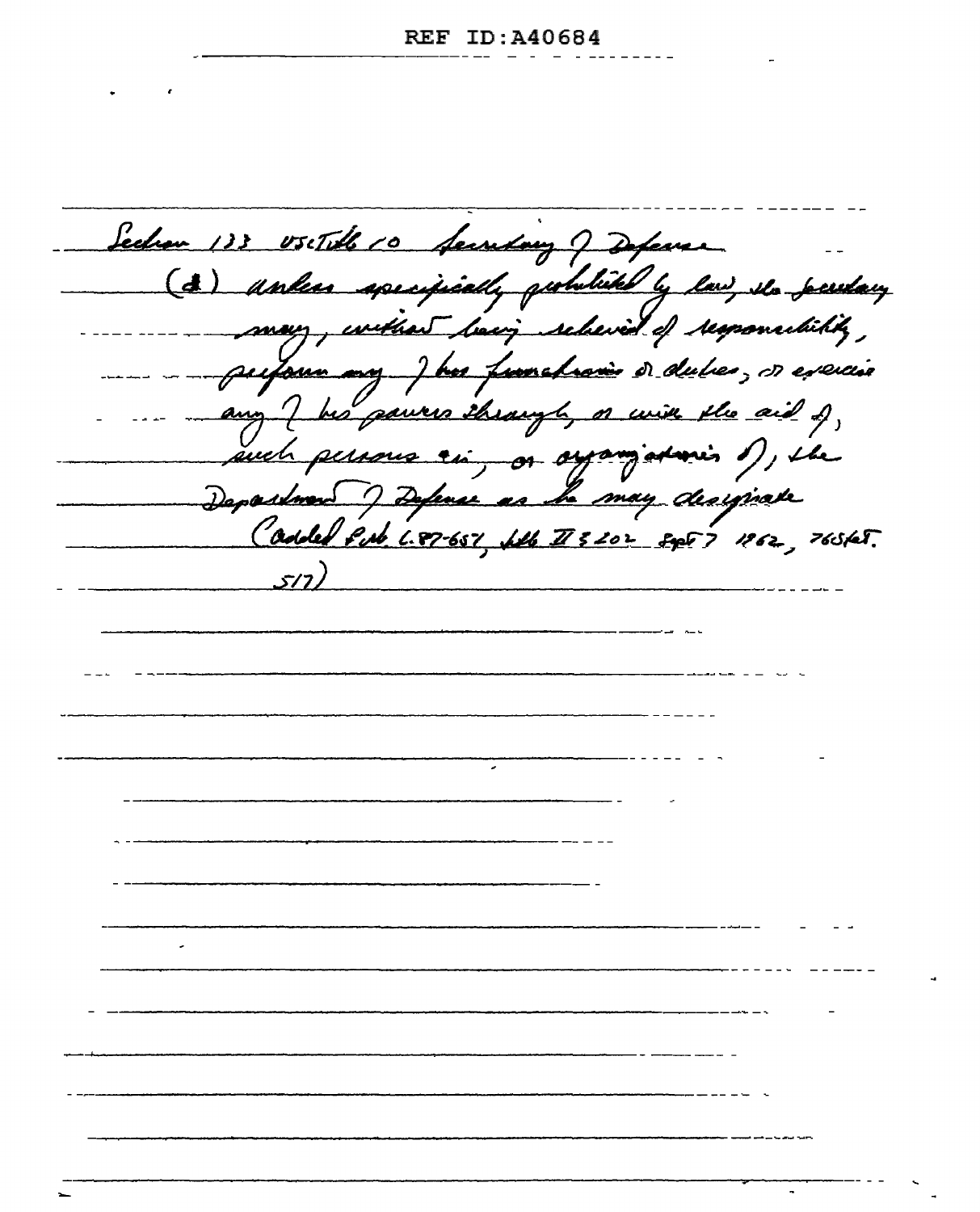Section 133 USC Title 10 Secretary of Defense

(d) Unless specifically prohibited by law, the Secretary may, without being relieved of responsibility, perform any of his functions or duties, or exercise any of his powers through, or with the aid of, such persons in, or organizations of, the Department of Defense as he may designate

(Added Pub. L. 87-651, title II § 202 Sept 7 1962, 76 Stat. 517)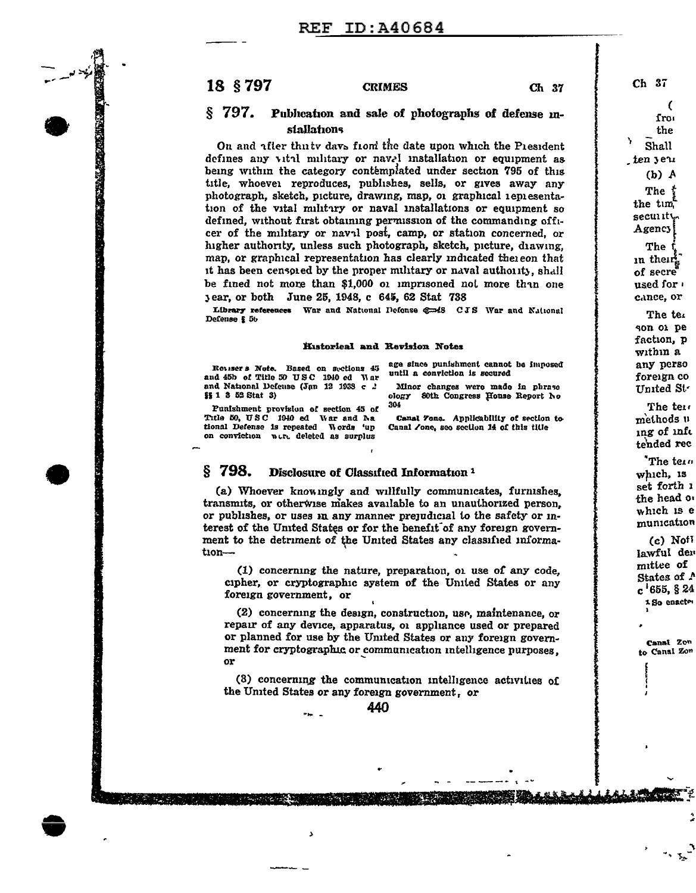## § 797. Publication and sale of photographs of defense installations

On and after thirty days from the date upon which the President defines any vital military or naval installation or equipment as being within the category contemplated under section 795 of this title, whoever reproduces, publishes, sells, or gives away any photograph, sketch, picture, drawing, map, or graphical representation of the vital military or naval installations or equipment so defined, without first obtaining permission of the commanding officer of the military or naval post, camp, or station concerned, or higher authority, unless such photograph, sketch, picture, drawing, map, or graphical representation has clearly indicated thereon that it has been censored by the proper military or naval authority, shall be fined not more than $1,000 or imprisoned not more than one year, or both June 25, 1948, c 645, 62 Stat 738

Library references War and National Defense ⚷48 CJS War and National Defense § 56

#### Historical and Revision Notes

Reviser's Note. Based on sections 45 and 45b of Title 50 U S C 1940 ed War and National Defense (Jan 12 1938 c 2 §§ 1 3 52 Stat 3)

Punishment provision of section 45 of Title 50, U S C 1940 ed War and National Defense is repeated Words "up on conviction" were deleted as surplus age since punishment cannot be imposed until a conviction is secured

Minor changes were made in phraseology 80th Congress House Report No 304

Canal Zone. Applicability of section to Canal Zone, see section 14 of this title

## § 798. Disclosure of Classified Information [1]

(a) Whoever knowingly and willfully communicates, furnishes, transmits, or otherwise makes available to an unauthorized person, or publishes, or uses in any manner prejudicial to the safety or interest of the United States or for the benefit of any foreign government to the detriment of the United States any classified information—

(1) concerning the nature, preparation, or use of any code, cipher, or cryptographic system of the United States or any foreign government, or

(2) concerning the design, construction, use, maintenance, or repair of any device, apparatus, or appliance used or prepared or planned for use by the United States or any foreign government for cryptographic or communication intelligence purposes, or

(3) concerning the communication intelligence activities of the United States or any foreign government, or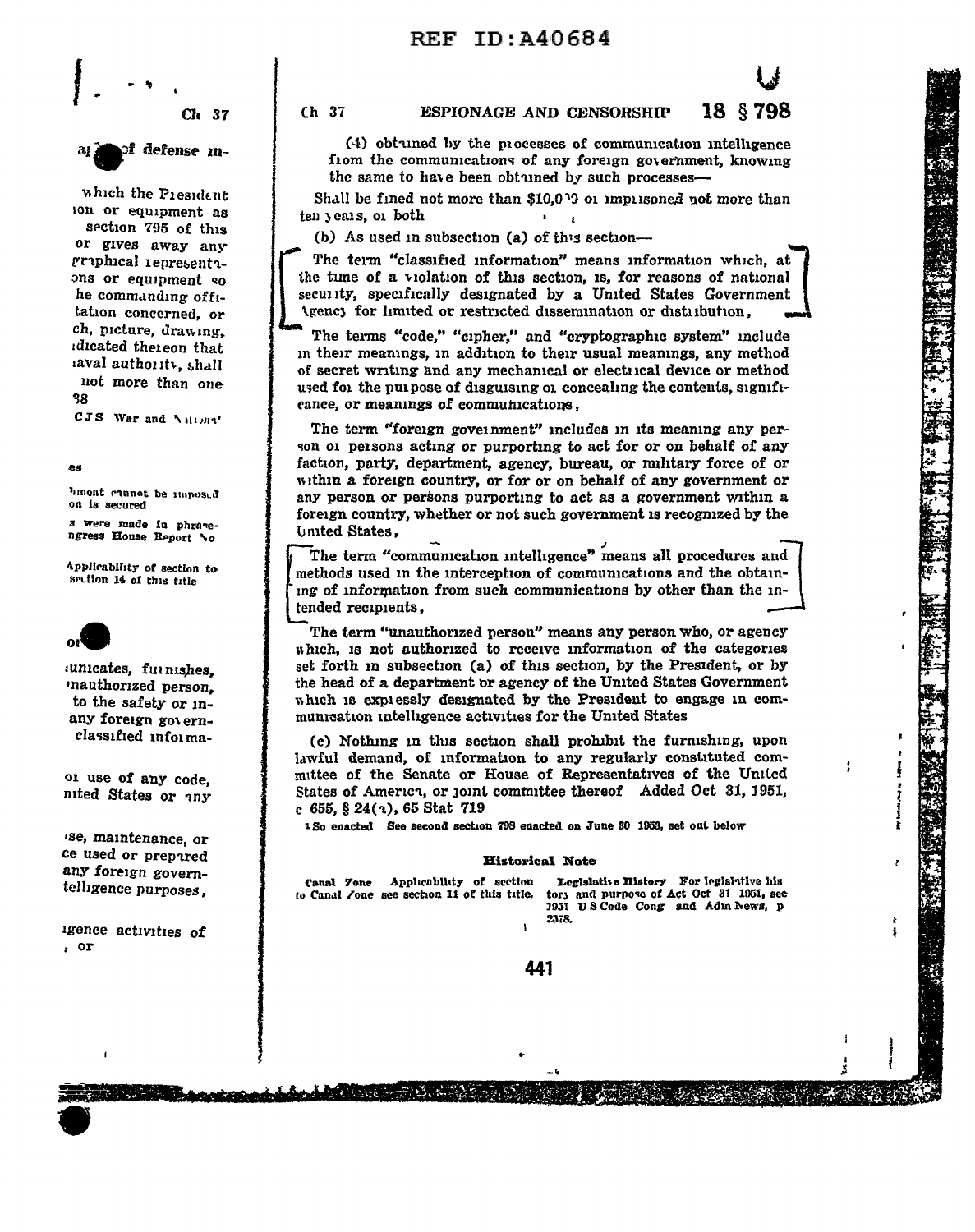(4) obtained by the processes of communication intelligence from the communications of any foreign government, knowing the same to have been obtained by such processes—

Shall be fined not more than $10,000 or imprisoned not more than ten years, or both

(b) As used in subsection (a) of this section—

The term "classified information" means information which, at the time of a violation of this section, is, for reasons of national security, specifically designated by a United States Government Agency for limited or restricted dissemination or distribution,

The terms "code," "cipher," and "cryptographic system" include in their meanings, in addition to their usual meanings, any method of secret writing and any mechanical or electrical device or method used for the purpose of disguising or concealing the contents, significance, or meanings of communications,

The term "foreign government" includes in its meaning any person or persons acting or purporting to act for or on behalf of any faction, party, department, agency, bureau, or military force of or within a foreign country, or for or on behalf of any government or any person or persons purporting to act as a government within a foreign country, whether or not such government is recognized by the United States,

The term "communication intelligence" means all procedures and methods used in the interception of communications and the obtaining of information from such communications by other than the intended recipients,

The term "unauthorized person" means any person who, or agency which, is not authorized to receive information of the categories set forth in subsection (a) of this section, by the President, or by the head of a department or agency of the United States Government which is expressly designated by the President to engage in communication intelligence activities for the United States

(c) Nothing in this section shall prohibit the furnishing, upon lawful demand, of information to any regularly constituted committee of the Senate or House of Representatives of the United States of America, or joint committee thereof Added Oct 31, 1951, c 655, § 24(a), 65 Stat 719

[1] So enacted See second section 798 enacted on June 30 1953, set out below

### Historical Note

**Canal Zone** Applicability of section to Canal Zone see section 14 of this title.

**Legislative History** For legislative history and purpose of Act Oct 31 1951, see 1951 U S Code Cong and Adm News, p 2578.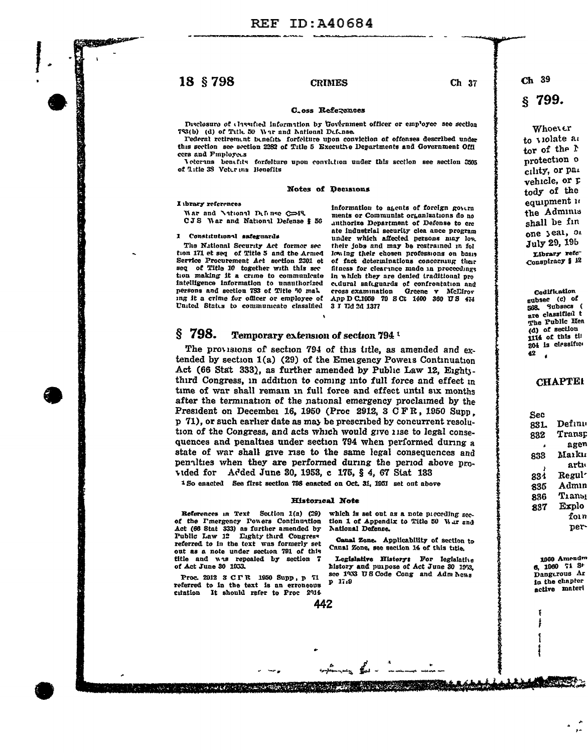# 18 § 798 CRIMES Ch 37

### Cross References

Disclosure of classified information by Government officer or employee see section 783(b) (d) of Title 50 War and National Defense.

Federal retirement benefits forfeiture upon conviction of offenses described under this section see section 2282 of Title 5 Executive Departments and Government Officers and Employees

Veterans benefits forfeiture upon conviction under this section see section 3505 of Title 38 Veterans Benefits

### Notes of Decisions

**Library references**

War and National Defense ⟹48.
CJS War and National Defense § 56

**1 Constitutional safeguards**

The National Security Act former section 171 et seq of Title 5 and the Armed Service Procurement Act section 2301 et seq of Title 10 together with this section making it a crime to communicate intelligence information to unauthorized persons and section 783 of Title 50 making it a crime for officer or employee of United States to communicate classified information to agents of foreign governments or Communist organizations do no authorize Department of Defense to create industrial security clearance program under which affected persons may lose their jobs and may be restrained in following their chosen professions on basis of fact determinations concerning their fitness for clearance made in proceedings in which they are denied traditional procedural safeguards of confrontation and cross examination Greene v McElroy App D C.1959 79 S Ct 1400 360 U S 474 3 L Ed 2d 1377

## § 798. Temporary extension of section 794 [1]

The provisions of section 794 of this title, as amended and extended by section 1(a) (29) of the Emergency Powers Continuation Act (66 Stat 333), as further amended by Public Law 12, Eighty-third Congress, in addition to coming into full force and effect in time of war shall remain in full force and effect until six months after the termination of the national emergency proclaimed by the President on December 16, 1950 (Proc 2912, 3 C F R, 1950 Supp, p 71), or such earlier date as may be prescribed by concurrent resolution of the Congress, and acts which would give rise to legal consequences and penalties under section 794 when performed during a state of war shall give rise to the same legal consequences and penalties when they are performed during the period above provided for Added June 30, 1953, c 175, § 4, 67 Stat 133

[1] So enacted See first section 798 enacted on Oct. 31, 1951 set out above

### Historical Note

**References in Text** Section 1(a) (29) of the Emergency Powers Continuation Act (66 Stat 333) as further amended by Public Law 12 Eighty third Congress referred to in the text was formerly set out as a note under section 791 of this title and was repealed by section 7 of Act June 30 1953.

Proc. 2912 3 C F R 1950 Supp, p 71 referred to in the text is an erroneous citation It should refer to Proc 2914 which is set out as a note preceding section 1 of Appendix to Title 50 War and National Defense.

**Canal Zone.** Applicability of section to Canal Zone, see section 14 of this title.

**Legislative History:** For legislative history and purpose of Act June 30 1953, see 1953 U S Code Cong and Adm News p 1759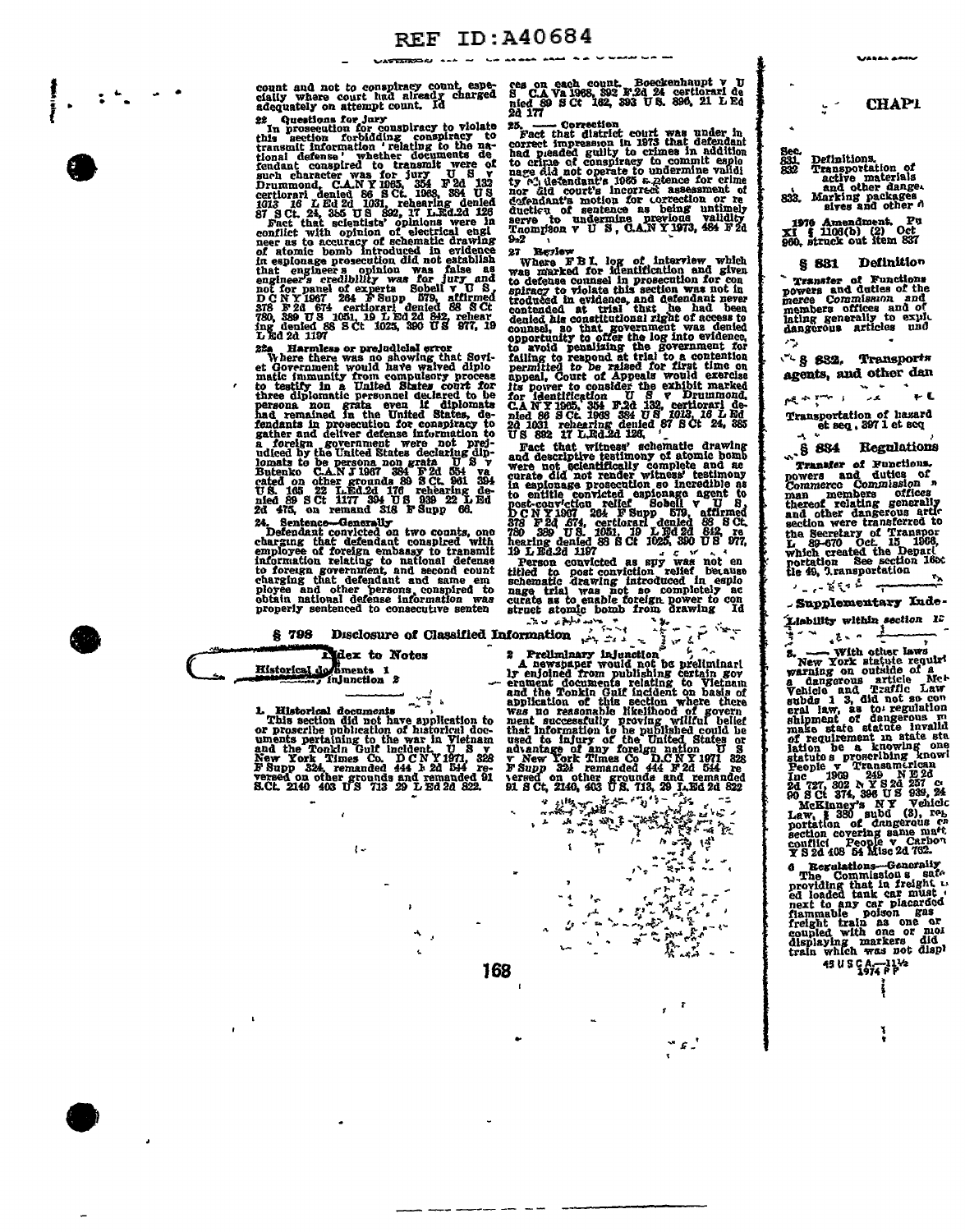REF ID:A40684

count and not to conspiracy count, especially where court had already charged adequately on attempt count. Id

22. Questions for jury

In prosecution for conspiracy to violate this section forbidding conspiracy to transmit information 'relating to the national defense' whether documents defendant conspired to transmit were of such character was for jury. U S v Drummond, C.A.N Y 1965, 354 F 2d 132, certiorari denied 86 S Ct 1368, 384 U S 1013, 16 L Ed 2d 1031, rehearing denied 87 S Ct 24, 385 U S 892, 17 L.Ed.2d 126

Fact that scientists' opinions were in conflict with opinion of electrical engineer as to accuracy of schematic drawing of atomic bomb introduced in evidence in espionage prosecution did not establish that engineer's opinion was false as engineer's credibility was for jury and not for panel of experts. Sobell v U S, D.C.N Y 1967, 264 F Supp 579, affirmed 378 F 2d 674, certiorari denied 88 S Ct 780, 389 U S 1051, 19 L Ed 2d 842, rehearing denied 88 S Ct 1025, 390 U S 977, 19 L Ed 2d 1197

22a. Harmless or prejudicial error

Where there was no showing that Soviet Government would have waived diplomatic immunity from compulsory process to testify in a United States court for three diplomatic personnel declared to be persona non grata even if diplomats had remained in the United States, defendants in prosecution for conspiracy to gather and deliver defense information to a foreign government were not prejudiced by the United States declaring diplomats to be persona non grata. U S v Butenko, C.A.N J 1967, 384 F 2d 554, vacated on other grounds 89 S Ct. 961, 394 U S 165, 22 L.Ed.2d 176, rehearing denied 89 S Ct 1177, 394 U S 939, 22 L Ed 2d 475, on remand 318 F Supp 66.

24. Sentence—Generally

Defendant convicted on two counts, one charging that defendant conspired with employee of foreign embassy to transmit information relating to national defense to foreign government, and second count charging that defendant and same employee and other persons, conspired to obtain national defense information was properly sentenced to consecutive sentences on each count. Boeckenhaupt v U S, C.A Va 1968, 392 F.2d 24, certiorari denied 89 S Ct 162, 393 U S 896, 21 L Ed 2d 177

25. —— Correction

Fact that district court was under incorrect impression in 1973 that defendant had pleaded guilty to crimes in addition to crime of conspiracy to commit espionage did not operate to undermine validity of defendant's 1965 sentence for crime nor did court's incorrect assessment of defendant's motion for correction or reduction of sentence as being untimely serve to undermine previous validity. Thompson v U S, C.A.N Y 1973, 484 F 2d 9-2

27. Review

Where F B I log of interview which was marked for identification and given to defense counsel in prosecution for conspiracy to violate this section was not introduced in evidence, and defendant never contended at trial that he had been denied his constitutional right of access to counsel, so that government was denied opportunity to offer the log into evidence, to avoid penalizing the government for failing to respond at trial to a contention permitted to be raised for first time on appeal, Court of Appeals would exercise its power to consider the exhibit marked for identification. U S v Drummond, C.A N Y 1965, 354 F.2d 132, certiorari denied 86 S Ct. 1368, 384 U S 1013, 16 L Ed 2d 1031, rehearing denied 87 S Ct 24, 385 U S 892, 17 L.Ed.2d 126.

Fact that witness' schematic drawing and descriptive testimony of atomic bomb were not scientifically complete and accurate did not render witness' testimony in espionage prosecution so incredible as to entitle convicted espionage agent to post-conviction relief. Sobell v U S, D.C N Y 1967, 264 F Supp 579, affirmed 378 F 2d 674, certiorari denied 88 S Ct. 780, 389 U S. 1051, 19 L Ed 2d 842, rehearing denied 88 S Ct 1025, 390 U S 977, 19 L Ed.2d 1197

Person convicted as spy was not entitled to post conviction relief because schematic drawing introduced in espionage trial was not so completely accurate as to enable foreign power to construct atomic bomb from drawing. Id

## § 798 Disclosure of Classified Information

### Index to Notes

Historical documents 1
Preliminary injunction 2

1. Historical documents

This section did not have application to or proscribe publication of historical documents pertaining to the war in Vietnam and the Tonkin Gulf incident. U S v New York Times Co., D.C N Y 1971, 328 F Supp 324, remanded 444 F 2d 544, reversed on other grounds and remanded 91 S.Ct. 2140, 403 U S 713, 29 L Ed 2d 822.

2. Preliminary injunction

A newspaper would not be preliminarily enjoined from publishing certain government documents relating to Vietnam and the Tonkin Gulf incident on basis of application of this section where there was no reasonable likelihood of government successfully proving willful belief that information to be published could be used to injury of the United States or advantage of any foreign nation. U S v New York Times Co., D.C N Y 1971, 328 F Supp 324, remanded 444 F 2d 544, reversed on other grounds and remanded 91 S Ct, 2140, 403 U S, 713, 29 L.Ed 2d 822

## CHAP1

Sec.
831. Definitions.
832. Transportation of active materials and other dange
833. Marking packages sives and other

1970 Amendment. Pu XI § 1103(b) (2) Oct 960, struck out item 837

### § 831 Definition

Transfer of Functions powers and duties of the merce Commission and members offices and of lating generally to expl dangerous articles und

### § 832. Transport agents, and other dan

Transportation of hazard et seq, 397 1 et seq

### § 834 Regulations

Transfer of Functions. powers and duties of Commerce Commission man members offices thereof relating generally and other dangerous artic section were transferred to the Secretary of Transpor L. 89-670 Oct. 15 1966, which created the Depart portation See section 165 tle 49, Transportation

Supplementary Inde-

Liability within section 1

5. —— With other laws

New York statute requiri warning on outside of a a dangerous article Mot Vehicle and Traffic Law subds 1 3, did not so con eral law, as to regulation shipment of dangerous m make state statute invalid of requirement in state sta lation be a knowing one statute proscribing knowl People v Transamerican Inc 1969 249 N E 2d 2d 727, 302 N Y S 2d 257 c 90 S Ct 374, 396 U S 939, 24

McKinney's N Y Vehicle Law, § 380 subd (3), re portation of dangerous c section covering same mat conflict People v Carbon Y S 2d 408 54 Misc 2d 762.

6. Regulations—Generally

The Commission's sat providing that in freight ed loaded tank car must next to any car placarded flammable poison gas freight train as one or coupled with one or mor displaying markers did train which was not displ

49 U S C A—11½
1974 P P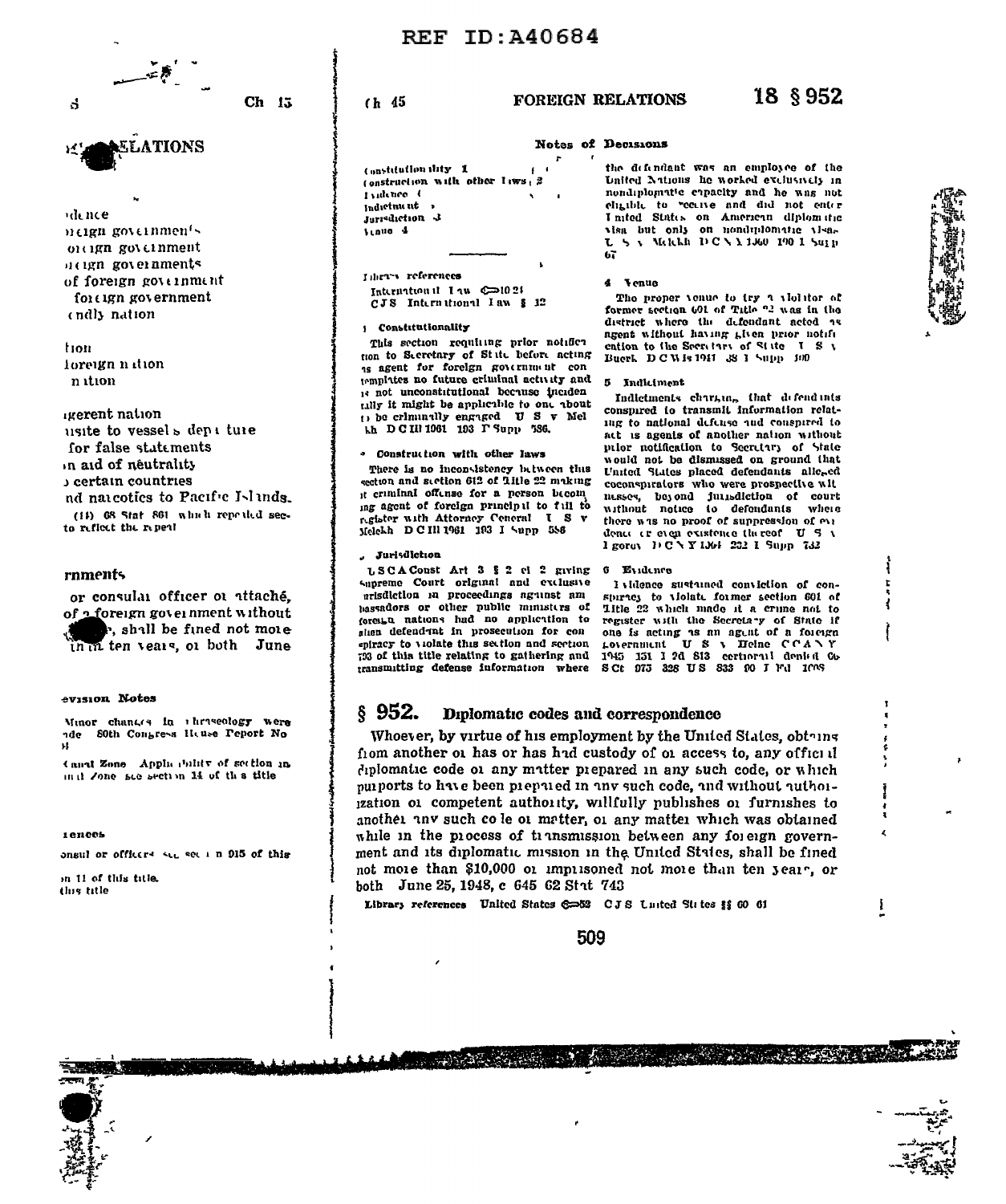REF ID:A40684

### Notes of Decisions

Constitutionality 1
Construction with other laws 2
Evidence 6
Indictment 5
Jurisdiction 3
Venue 4

Library references

International Law ⇐10 21
CJS International Law § 12

**1 Constitutionality**

This section requiring prior notification to Secretary of State before acting as agent for foreign government contemplates no future criminal activity and is not unconstitutional because incidentally it might be applicable to one about to be criminally engaged U S v Melekh D C Ill 1961 193 F Supp 586.

**2 Construction with other laws**

There is no inconsistency between this section and section 612 of Title 22 making it criminal offense for a person becoming agent of foreign principal to fail to register with Attorney General U S v Melekh D C Ill 1961 193 F Supp 586

**3 Jurisdiction**

U S C A Const Art 3 § 2 cl 2 giving Supreme Court original and exclusive jurisdiction in proceedings against ambassadors or other public ministers of foreign nations had no application to alien defendant in prosecution for conspiracy to violate this section and section 793 of this title relating to gathering and transmitting defense information where the defendant was an employee of the United Nations he worked exclusively in nondiplomatic capacity and he was not eligible to receive and did not enter United States on American diplomatic visa but only on nondiplomatic visa. U S v Melekh D C N Y 1960 190 F Supp 67

**4 Venue**

The proper venue to try a violator of former section 601 of Title 22 was in the district where the defendant acted as agent without having given prior notification to the Secretary of State U S v Bueck D C Wis 1941 38 F Supp 100

**5 Indictment**

Indictments charging that defendants conspired to transmit information relating to national defense and conspired to act as agents of another nation without prior notification to Secretary of State would not be dismissed on ground that United States placed defendants alleged coconspirators who were prospective witnesses, beyond jurisdiction of court without notice to defendants where there was no proof of suppression of evidence or even existence thereof U S v Egorov D C N Y 1964 232 F Supp 732

**6 Evidence**

Evidence sustained conviction of conspiracy to violate former section 601 of Title 22 which made it a crime not to register with the Secretary of State if one is acting as an agent of a foreign government U S v Heine C C A N Y 1945 151 F 2d 813 certiorari denied 66 S Ct 975 328 U S 833 90 L Ed 1608

## § 952. Diplomatic codes and correspondence

Whoever, by virtue of his employment by the United States, obtains from another or has or has had custody of or access to, any official diplomatic code or any matter prepared in any such code, or which purports to have been prepared in any such code, and without authorization or competent authority, willfully publishes or furnishes to another any such code or matter, or any matter which was obtained while in the process of transmission between any foreign government and its diplomatic mission in the United States, shall be fined not more than $10,000 or imprisoned not more than ten years, or both June 25, 1948, c 645 62 Stat 743

*Library references* United States ⇐52 C J S United States §§ 60 61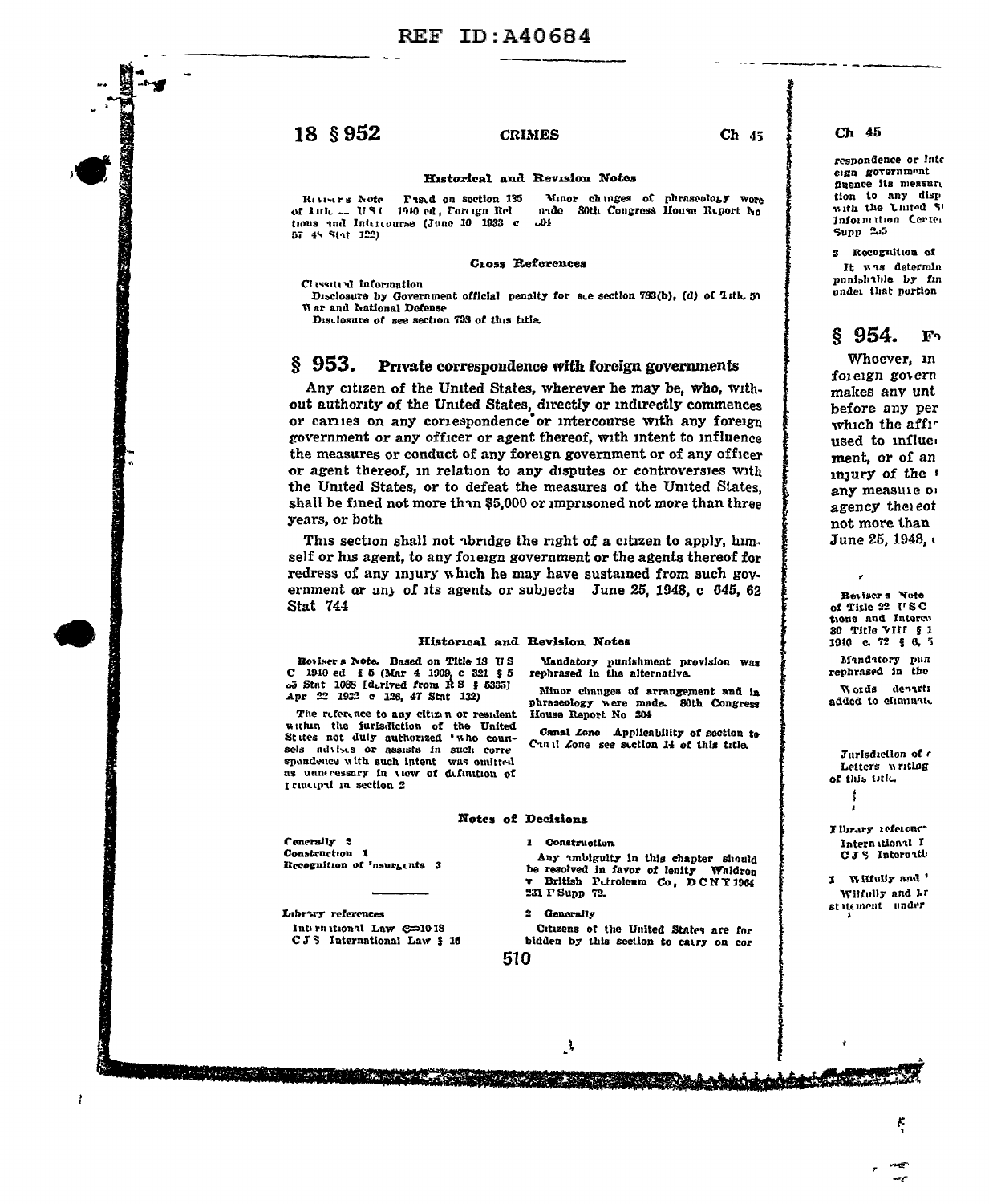REF ID:A40684

## 18 § 952 CRIMES Ch 45

### Historical and Revision Notes

Reviser's Note Based on section 135 of Title 22 U S C 1940 ed, Foreign Relations and Intercourse (June 10 1933 c 57 48 Stat 122)

Minor changes of phraseology were made 80th Congress House Report No 304

### Cross References

Classified information

Disclosure by Government official penalty for see section 783(b), (d) of Title 50 War and National Defense

Disclosure of see section 798 of this title.

## § 953. Private correspondence with foreign governments

Any citizen of the United States, wherever he may be, who, without authority of the United States, directly or indirectly commences or carries on any correspondence or intercourse with any foreign government or any officer or agent thereof, with intent to influence the measures or conduct of any foreign government or of any officer or agent thereof, in relation to any disputes or controversies with the United States, or to defeat the measures of the United States, shall be fined not more than $5,000 or imprisoned not more than three years, or both

This section shall not abridge the right of a citizen to apply, himself or his agent, to any foreign government or the agents thereof for redress of any injury which he may have sustained from such government or any of its agents or subjects June 25, 1948, c 645, 62 Stat 744

### Historical and Revision Notes

Reviser's Note. Based on Title 18 U S C 1940 ed § 5 (Mar 4 1909, c 321 § 5 35 Stat 1088 [derived from R S § 5335] Apr 22 1932 c 126, 47 Stat 132)

The reference to any citizen or resident within the jurisdiction of the United States not duly authorized "who counsels advises or assists in such correspondence with such intent" was omitted as unnecessary in view of definition of principal in section 2

Mandatory punishment provision was rephrased in the alternative.

Minor changes of arrangement and in phraseology were made. 80th Congress House Report No 304

*Canal Zone* Applicability of section to Canal Zone see section 14 of this title.

### Notes of Decisions

Generally 2
Construction 1
Recognition of insurgents 3

Library references

International Law ⟹10 18
C J S International Law § 16

**1 Construction**

Any ambiguity in this chapter should be resolved in favor of lenity Waldron v British Petroleum Co, D C N Y 1964 231 F Supp 72.

**2 Generally**

Citizens of the United States are forbidden by this section to carry on cor-

---

Ch 45

respondence or inte[...] eign government [...] fluence its measur[...] tion to any disp[...] with the United S[...] Information Cente[...] Supp 255

3 Recognition of [...]

It was determin[...] punishable by fin[...] under that portion [...]

## § 954. F[...]

Whoever, in [...] foreign govern[...] makes any unt[...] before any per[...] which the affi[...] used to influe[...] ment, or of an[...] injury of the [...] any measure o[...] agency thereof [...] not more than [...] June 25, 1948, [...]

Reviser's Note [...] of Title 22 U S C [...] tions and Interco[...] 30 Title VIII § 1 [...] 1940 c. 72 § 6, [...]

Mandatory pun[...] rephrased in the [...]

Words deserti[...] added to eliminate [...]

Jurisdiction of [...] Letters writing [...] of this title.

Library reference[...]
International I[...]
C J S Internati[...]

1 Wilfully and [...]

Wilfully and kr[...] statement under [...]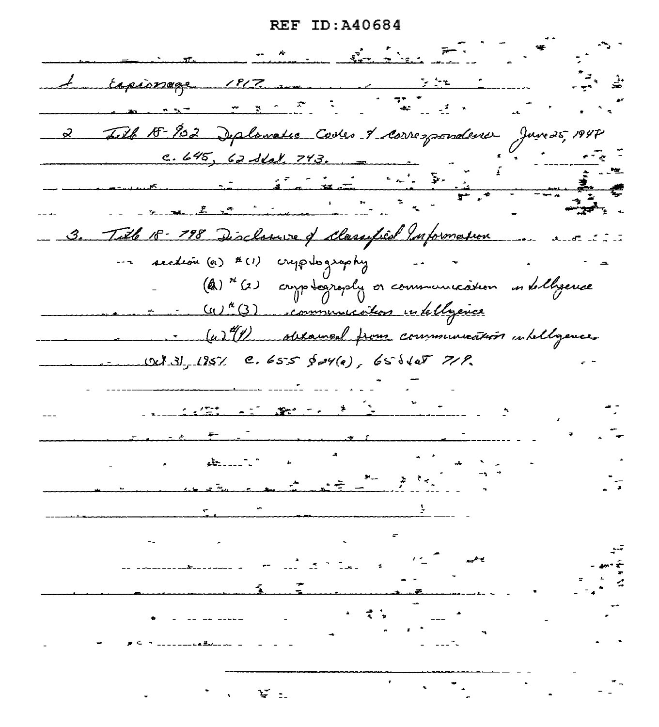REF ID:A40684

1 Espionage 1917

2 Title 18-952 Diplomatic Codes & Correspondence June 25, 1947
c. 645, 62 Stat. 743.

3. Title 18-798 Disclosure of classified Information
-- section (a) #(1) cryptography
(a) #(2) cryptography or communication intelligence
(a) #(3) communication intelligence
(a) #(4) obtained from communication intelligence
Oct 31, 1951 c. 655 §24(a), 65 Stat 719.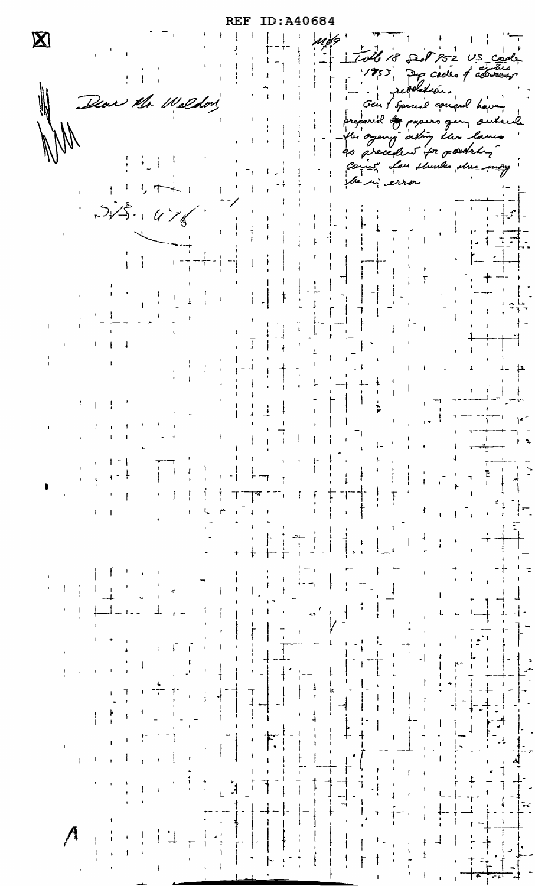REF ID:A40684

Dear Mr. Weldon

Title 18 Sect 952 US Code
1953 Dip codes & ciphers
Gen & Special counsel have prepared papers giving outside the agency acting laws as precedent for prosecuting. Lou thinks this may be in error.

515. 476